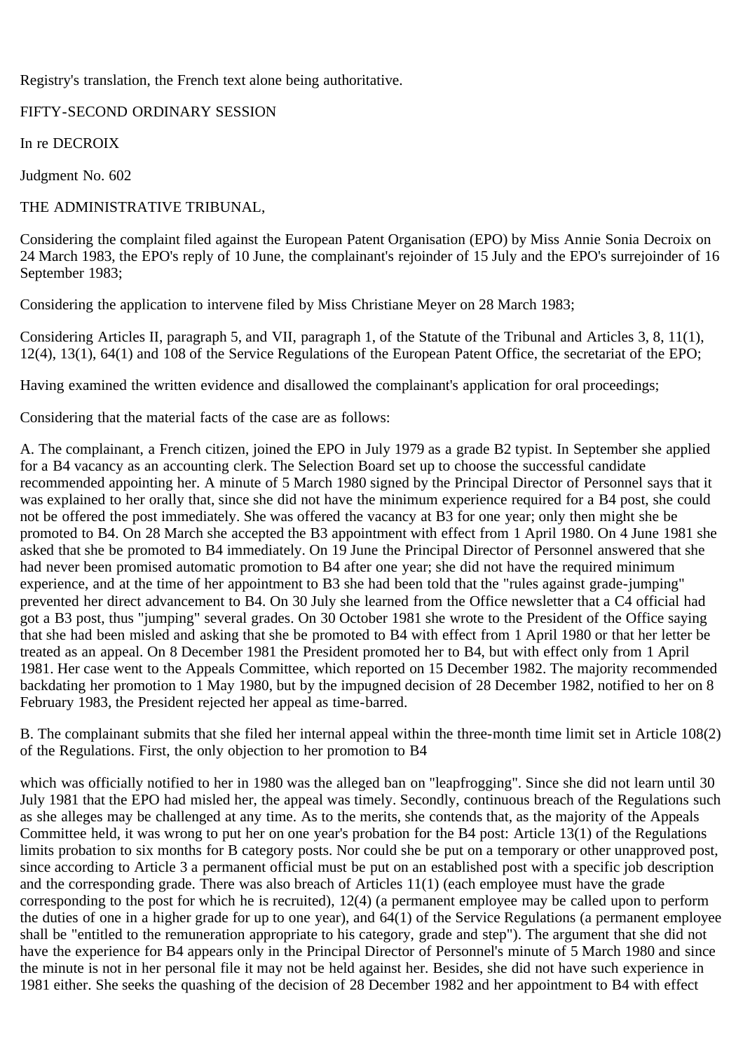Registry's translation, the French text alone being authoritative.

FIFTY-SECOND ORDINARY SESSION

In re DECROIX

Judgment No. 602

THE ADMINISTRATIVE TRIBUNAL,

Considering the complaint filed against the European Patent Organisation (EPO) by Miss Annie Sonia Decroix on 24 March 1983, the EPO's reply of 10 June, the complainant's rejoinder of 15 July and the EPO's surrejoinder of 16 September 1983;

Considering the application to intervene filed by Miss Christiane Meyer on 28 March 1983;

Considering Articles II, paragraph 5, and VII, paragraph 1, of the Statute of the Tribunal and Articles 3, 8, 11(1), 12(4), 13(1), 64(1) and 108 of the Service Regulations of the European Patent Office, the secretariat of the EPO;

Having examined the written evidence and disallowed the complainant's application for oral proceedings;

Considering that the material facts of the case are as follows:

A. The complainant, a French citizen, joined the EPO in July 1979 as a grade B2 typist. In September she applied for a B4 vacancy as an accounting clerk. The Selection Board set up to choose the successful candidate recommended appointing her. A minute of 5 March 1980 signed by the Principal Director of Personnel says that it was explained to her orally that, since she did not have the minimum experience required for a B4 post, she could not be offered the post immediately. She was offered the vacancy at B3 for one year; only then might she be promoted to B4. On 28 March she accepted the B3 appointment with effect from 1 April 1980. On 4 June 1981 she asked that she be promoted to B4 immediately. On 19 June the Principal Director of Personnel answered that she had never been promised automatic promotion to B4 after one year; she did not have the required minimum experience, and at the time of her appointment to B3 she had been told that the "rules against grade-jumping" prevented her direct advancement to B4. On 30 July she learned from the Office newsletter that a C4 official had got a B3 post, thus "jumping" several grades. On 30 October 1981 she wrote to the President of the Office saying that she had been misled and asking that she be promoted to B4 with effect from 1 April 1980 or that her letter be treated as an appeal. On 8 December 1981 the President promoted her to B4, but with effect only from 1 April 1981. Her case went to the Appeals Committee, which reported on 15 December 1982. The majority recommended backdating her promotion to 1 May 1980, but by the impugned decision of 28 December 1982, notified to her on 8 February 1983, the President rejected her appeal as time-barred.

B. The complainant submits that she filed her internal appeal within the three-month time limit set in Article 108(2) of the Regulations. First, the only objection to her promotion to B4 which was officially notified to her in 1980 was the alleged ban on "leapfrogging". Since she did not learn until 30 July 1981 that the EPO had misled her, the appeal was timely. Secondly, continuous breach of the Regulations such as she alleges may be challenged at any time. As to the merits, she contends that, as the majority of the Appeals Committee held, it was wrong to put her on one year's probation for the B4 post: Article 13(1) of the Regulations limits probation to six months for B category posts. Nor could she be put on a temporary or other unapproved post, since according to Article 3 a permanent official must be put on an established post with a specific job description and the corresponding grade. There was also breach of Articles 11(1) (each employee must have the grade corresponding to the post for which he is recruited), 12(4) (a permanent employee may be called upon to perform the duties of one in a higher grade for up to one year), and 64(1) of the Service Regulations (a permanent employee shall be "entitled to the remuneration appropriate to his category, grade and step"). The argument that she did not have the experience for B4 appears only in the Principal Director of Personnel's minute of 5 March 1980 and since the minute is not in her personal file it may not be held against her. Besides, she did not have such experience in 1981 either. She seeks the quashing of the decision of 28 December 1982 and her appointment to B4 with effect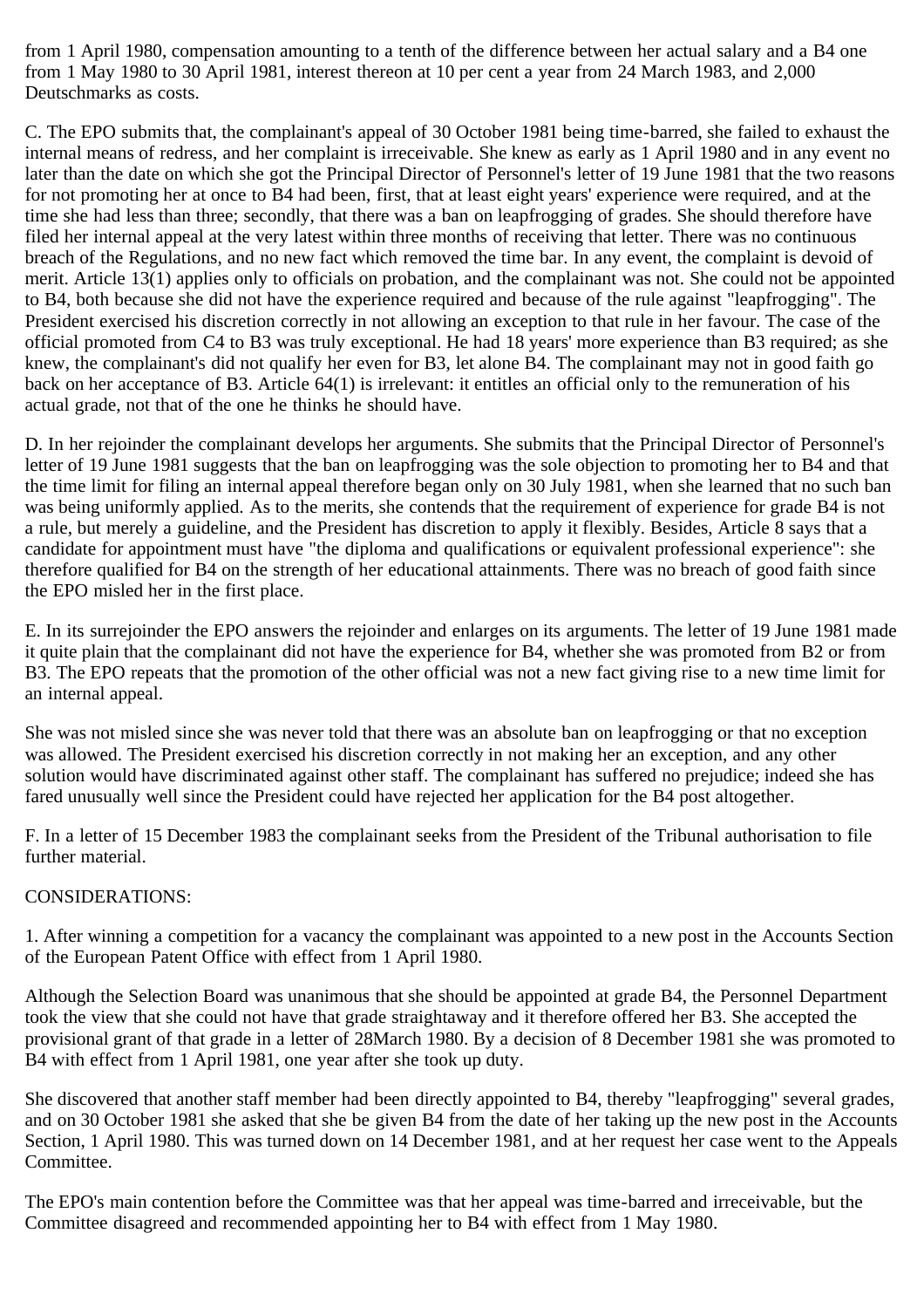from 1 April 1980, compensation amounting to a tenth of the difference between her actual salary and a B4 one from 1 May 1980 to 30 April 1981, interest thereon at 10 per cent a year from 24 March 1983, and 2,000 Deutschmarks as costs.

C. The EPO submits that, the complainant's appeal of 30 October 1981 being time-barred, she failed to exhaust the internal means of redress, and her complaint is irreceivable. She knew as early as 1 April 1980 and in any event no later than the date on which she got the Principal Director of Personnel's letter of 19 June 1981 that the two reasons for not promoting her at once to B4 had been, first, that at least eight years' experience were required, and at the time she had less than three; secondly, that there was a ban on leapfrogging of grades. She should therefore have filed her internal appeal at the very latest within three months of receiving that letter. There was no continuous breach of the Regulations, and no new fact which removed the time bar. In any event, the complaint is devoid of merit. Article 13(1) applies only to officials on probation, and the complainant was not. She could not be appointed to B4, both because she did not have the experience required and because of the rule against "leapfrogging". The President exercised his discretion correctly in not allowing an exception to that rule in her favour. The case of the official promoted from C4 to B3 was truly exceptional. He had 18 years' more experience than B3 required; as she knew, the complainant's did not qualify her even for B3, let alone B4. The complainant may not in good faith go back on her acceptance of B3. Article 64(1) is irrelevant: it entitles an official only to the remuneration of his actual grade, not that of the one he thinks he should have.

D. In her rejoinder the complainant develops her arguments. She submits that the Principal Director of Personnel's letter of 19 June 1981 suggests that the ban on leapfrogging was the sole objection to promoting her to B4 and that the time limit for filing an internal appeal therefore began only on 30 July 1981, when she learned that no such ban was being uniformly applied. As to the merits, she contends that the requirement of experience for grade B4 is not a rule, but merely a guideline, and the President has discretion to apply it flexibly. Besides, Article 8 says that a candidate for appointment must have "the diploma and qualifications or equivalent professional experience": she therefore qualified for B4 on the strength of her educational attainments. There was no breach of good faith since the EPO misled her in the first place.

E. In its surrejoinder the EPO answers the rejoinder and enlarges on its arguments. The letter of 19 June 1981 made it quite plain that the complainant did not have the experience for B4, whether she was promoted from B2 or from B3. The EPO repeats that the promotion of the other official was not a new fact giving rise to a new time limit for an internal appeal.

She was not misled since she was never told that there was an absolute ban on leapfrogging or that no exception was allowed. The President exercised his discretion correctly in not making her an exception, and any other solution would have discriminated against other staff. The complainant has suffered no prejudice; indeed she has fared unusually well since the President could have rejected her application for the B4 post altogether.

F. In a letter of 15 December 1983 the complainant seeks from the President of the Tribunal authorisation to file further material.

CONSIDERATIONS:

1. After winning a competition for a vacancy the complainant was appointed to a new post in the Accounts Section of the European Patent Office with effect from 1 April 1980.

Although the Selection Board was unanimous that she should be appointed at grade B4, the Personnel Department took the view that she could not have that grade straightaway and it therefore offered her B3. She accepted the provisional grant of that grade in a letter of 28March 1980. By a decision of 8 December 1981 she was promoted to B4 with effect from 1 April 1981, one year after she took up duty.

She discovered that another staff member had been directly appointed to B4, thereby "leapfrogging" several grades, and on 30 October 1981 she asked that she be given B4 from the date of her taking up the new post in the Accounts Section, 1 April 1980. This was turned down on 14 December 1981, and at her request her case went to the Appeals Committee.

The EPO's main contention before the Committee was that her appeal was time-barred and irreceivable, but the Committee disagreed and recommended appointing her to B4 with effect from 1 May 1980.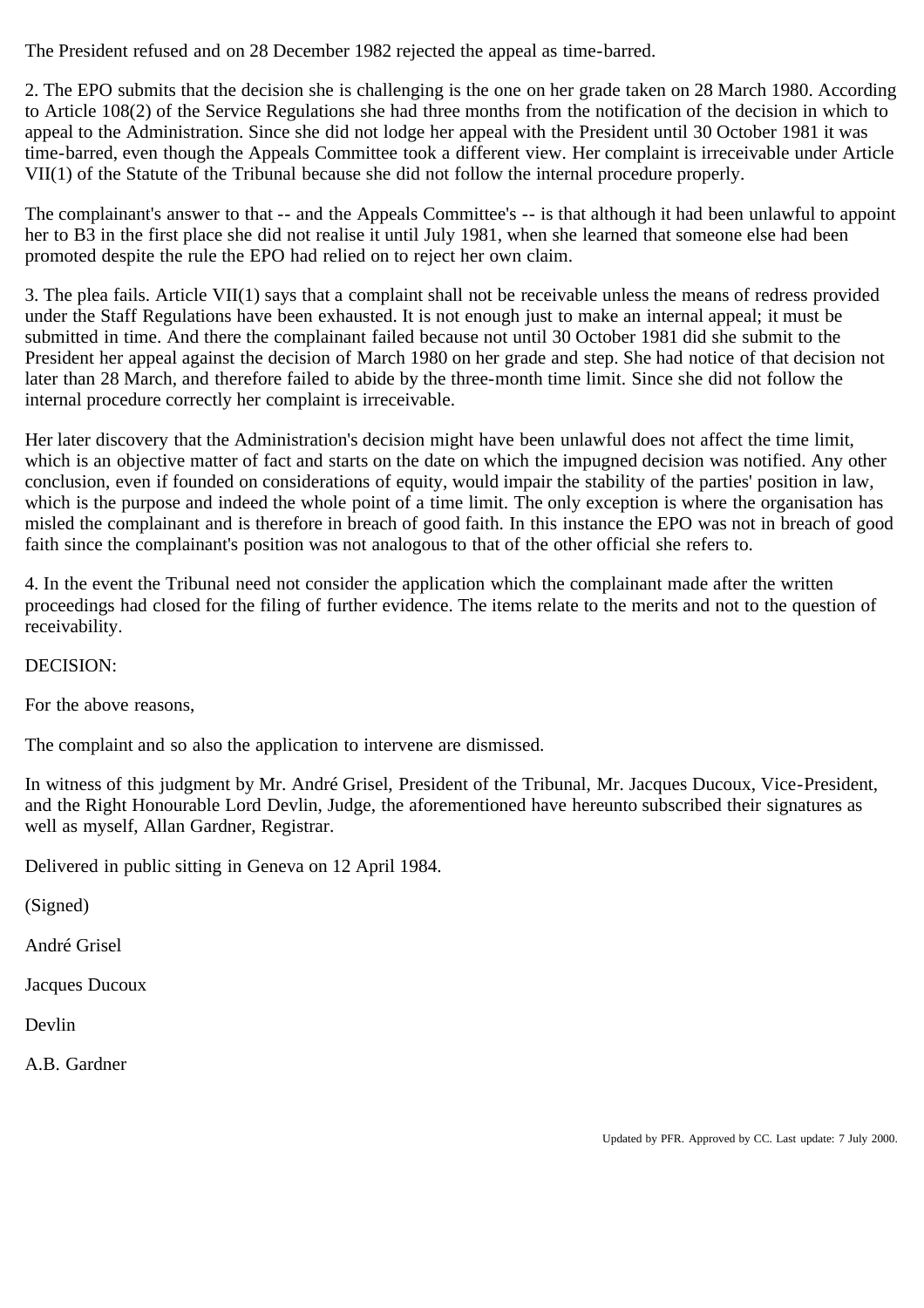The President refused and on 28 December 1982 rejected the appeal as time-barred.

2. The EPO submits that the decision she is challenging is the one on her grade taken on 28 March 1980. According to Article 108(2) of the Service Regulations she had three months from the notification of the decision in which to appeal to the Administration. Since she did not lodge her appeal with the President until 30 October 1981 it was time-barred, even though the Appeals Committee took a different view. Her complaint is irreceivable under Article VII(1) of the Statute of the Tribunal because she did not follow the internal procedure properly.

The complainant's answer to that -- and the Appeals Committee's -- is that although it had been unlawful to appoint her to B3 in the first place she did not realise it until July 1981, when she learned that someone else had been promoted despite the rule the EPO had relied on to reject her own claim.

3. The plea fails. Article VII(1) says that a complaint shall not be receivable unless the means of redress provided under the Staff Regulations have been exhausted. It is not enough just to make an internal appeal; it must be submitted in time. And there the complainant failed because not until 30 October 1981 did she submit to the President her appeal against the decision of March 1980 on her grade and step. She had notice of that decision not later than 28 March, and therefore failed to abide by the three-month time limit. Since she did not follow the internal procedure correctly her complaint is irreceivable.

Her later discovery that the Administration's decision might have been unlawful does not affect the time limit, which is an objective matter of fact and starts on the date on which the impugned decision was notified. Any other conclusion, even if founded on considerations of equity, would impair the stability of the parties' position in law, which is the purpose and indeed the whole point of a time limit. The only exception is where the organisation has misled the complainant and is therefore in breach of good faith. In this instance the EPO was not in breach of good faith since the complainant's position was not analogous to that of the other official she refers to.

4. In the event the Tribunal need not consider the application which the complainant made after the written proceedings had closed for the filing of further evidence. The items relate to the merits and not to the question of receivability.

DECISION:

For the above reasons,

The complaint and so also the application to intervene are dismissed.

In witness of this judgment by Mr. André Grisel, President of the Tribunal, Mr. Jacques Ducoux, Vice-President, and the Right Honourable Lord Devlin, Judge, the aforementioned have hereunto subscribed their signatures as well as myself, Allan Gardner, Registrar.

Delivered in public sitting in Geneva on 12 April 1984.

(Signed)

André Grisel

Jacques Ducoux

Devlin

A.B. Gardner

Updated by PFR. Approved by CC. Last update: 7 July 2000.